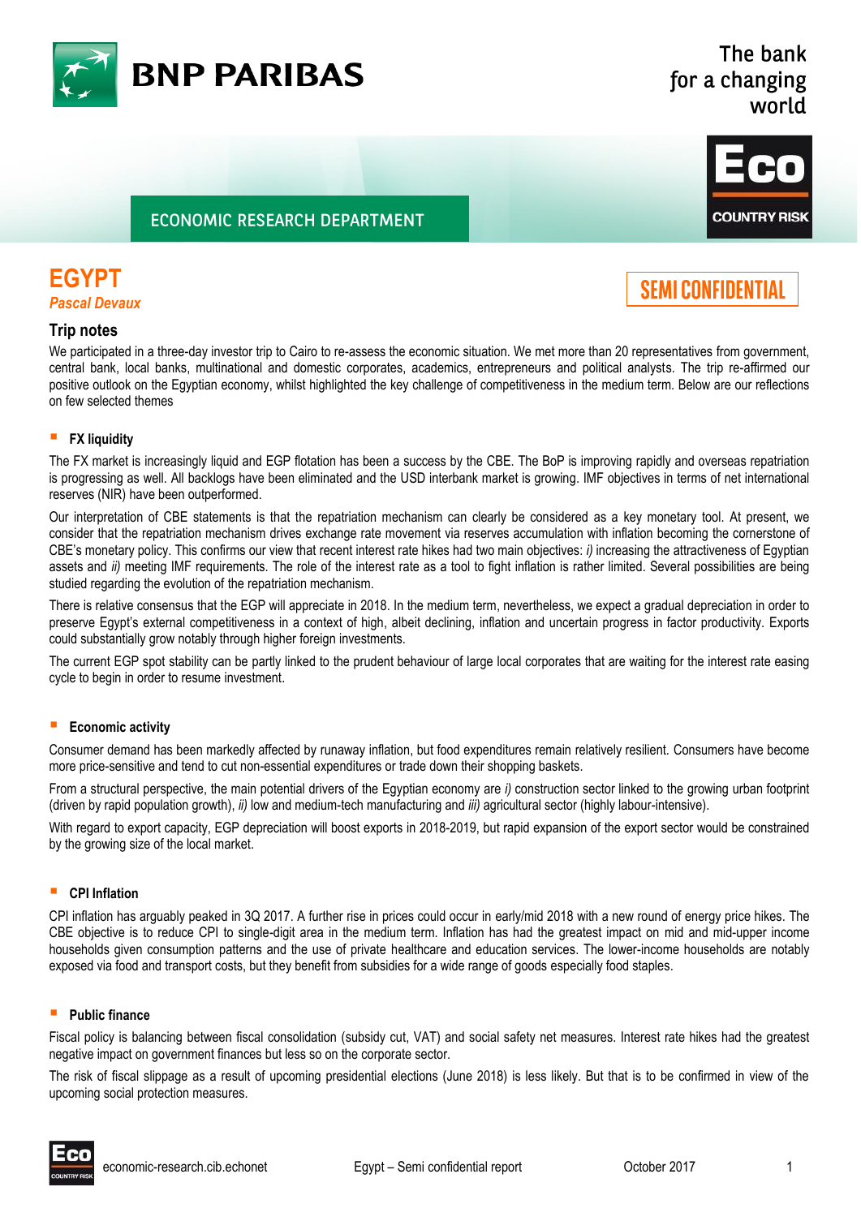BNP PARIBAS

The bank for a changing world

ECONOMIC RESEARCH DEPARTMENT

Eco COUNTRY RISK

# EGYPT

*Pascal Devaux*

SEMI CONFIDENTIAL

## Trip notes

We participated in a three-day investor trip to Cairo to re-assess the economic situation. We met more than 20 representatives from government, central bank, local banks, multinational and domestic corporates, academics, entrepreneurs and political analysts. The trip re-affirmed our positive outlook on the Egyptian economy, whilst highlighted the key challenge of competitiveness in the medium term. Below are our reflections on few selected themes

### FX liquidity

The FX market is increasingly liquid and EGP flotation has been a success by the CBE. The BoP is improving rapidly and overseas repatriation is progressing as well. All backlogs have been eliminated and the USD interbank market is growing. IMF objectives in terms of net international reserves (NIR) have been outperformed.

Our interpretation of CBE statements is that the repatriation mechanism can clearly be considered as a key monetary tool. At present, we consider that the repatriation mechanism drives exchange rate movement via reserves accumulation with inflation becoming the cornerstone of CBE's monetary policy. This confirms our view that recent interest rate hikes had two main objectives: *i)* increasing the attractiveness of Egyptian assets and *ii)* meeting IMF requirements. The role of the interest rate as a tool to fight inflation is rather limited. Several possibilities are being studied regarding the evolution of the repatriation mechanism.

There is relative consensus that the EGP will appreciate in 2018. In the medium term, nevertheless, we expect a gradual depreciation in order to preserve Egypt's external competitiveness in a context of high, albeit declining, inflation and uncertain progress in factor productivity. Exports could substantially grow notably through higher foreign investments.

The current EGP spot stability can be partly linked to the prudent behaviour of large local corporates that are waiting for the interest rate easing cycle to begin in order to resume investment.

### Economic activity

Consumer demand has been markedly affected by runaway inflation, but food expenditures remain relatively resilient. Consumers have become more price-sensitive and tend to cut non-essential expenditures or trade down their shopping baskets.

From a structural perspective, the main potential drivers of the Egyptian economy are *i)* construction sector linked to the growing urban footprint (driven by rapid population growth), *ii)* low and medium-tech manufacturing and *iii)* agricultural sector (highly labour-intensive).

With regard to export capacity, EGP depreciation will boost exports in 2018-2019, but rapid expansion of the export sector would be constrained by the growing size of the local market.

### CPI Inflation

CPI inflation has arguably peaked in 3Q 2017. A further rise in prices could occur in early/mid 2018 with a new round of energy price hikes. The CBE objective is to reduce CPI to single-digit area in the medium term. Inflation has had the greatest impact on mid and mid-upper income households given consumption patterns and the use of private healthcare and education services. The lower-income households are notably exposed via food and transport costs, but they benefit from subsidies for a wide range of goods especially food staples.

### Public finance

Fiscal policy is balancing between fiscal consolidation (subsidy cut, VAT) and social safety net measures. Interest rate hikes had the greatest negative impact on government finances but less so on the corporate sector.

The risk of fiscal slippage as a result of upcoming presidential elections (June 2018) is less likely. But that is to be confirmed in view of the upcoming social protection measures.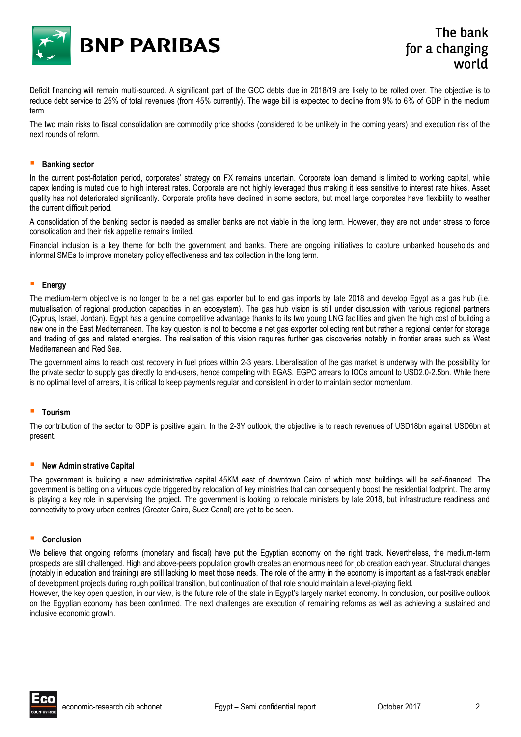Deficit financing will remain multi-sourced. A significant part of the GCC debts due in 2018/19 are likely to be rolled over. The objective is to reduce debt service to 25% of total revenues (from 45% currently). The wage bill is expected to decline from 9% to 6% of GDP in the medium term.

The two main risks to fiscal consolidation are commodity price shocks (considered to be unlikely in the coming years) and execution risk of the next rounds of reform.

- **Banking sector**

In the current post-flotation period, corporates' strategy on FX remains uncertain. Corporate loan demand is limited to working capital, while capex lending is muted due to high interest rates. Corporate are not highly leveraged thus making it less sensitive to interest rate hikes. Asset quality has not deteriorated significantly. Corporate profits have declined in some sectors, but most large corporates have flexibility to weather the current difficult period.

A consolidation of the banking sector is needed as smaller banks are not viable in the long term. However, they are not under stress to force consolidation and their risk appetite remains limited.

Financial inclusion is a key theme for both the government and banks. There are ongoing initiatives to capture unbanked households and informal SMEs to improve monetary policy effectiveness and tax collection in the long term.

- **Energy**

The medium-term objective is no longer to be a net gas exporter but to end gas imports by late 2018 and develop Egypt as a gas hub (i.e. mutualisation of regional production capacities in an ecosystem). The gas hub vision is still under discussion with various regional partners (Cyprus, Israel, Jordan). Egypt has a genuine competitive advantage thanks to its two young LNG facilities and given the high cost of building a new one in the East Mediterranean. The key question is not to become a net gas exporter collecting rent but rather a regional center for storage and trading of gas and related energies. The realisation of this vision requires further gas discoveries notably in frontier areas such as West Mediterranean and Red Sea.

The government aims to reach cost recovery in fuel prices within 2-3 years. Liberalisation of the gas market is underway with the possibility for the private sector to supply gas directly to end-users, hence competing with EGAS. EGPC arrears to IOCs amount to USD2.0-2.5bn. While there is no optimal level of arrears, it is critical to keep payments regular and consistent in order to maintain sector momentum.

- **Tourism**

The contribution of the sector to GDP is positive again. In the 2-3Y outlook, the objective is to reach revenues of USD18bn against USD6bn at present.

- **New Administrative Capital**

The government is building a new administrative capital 45KM east of downtown Cairo of which most buildings will be self-financed. The government is betting on a virtuous cycle triggered by relocation of key ministries that can consequently boost the residential footprint. The army is playing a key role in supervising the project. The government is looking to relocate ministers by late 2018, but infrastructure readiness and connectivity to proxy urban centres (Greater Cairo, Suez Canal) are yet to be seen.

- **Conclusion**

We believe that ongoing reforms (monetary and fiscal) have put the Egyptian economy on the right track. Nevertheless, the medium-term prospects are still challenged. High and above-peers population growth creates an enormous need for job creation each year. Structural changes (notably in education and training) are still lacking to meet those needs. The role of the army in the economy is important as a fast-track enabler of development projects during rough political transition, but continuation of that role should maintain a level-playing field.

However, the key open question, in our view, is the future role of the state in Egypt's largely market economy. In conclusion, our positive outlook on the Egyptian economy has been confirmed. The next challenges are execution of remaining reforms as well as achieving a sustained and inclusive economic growth.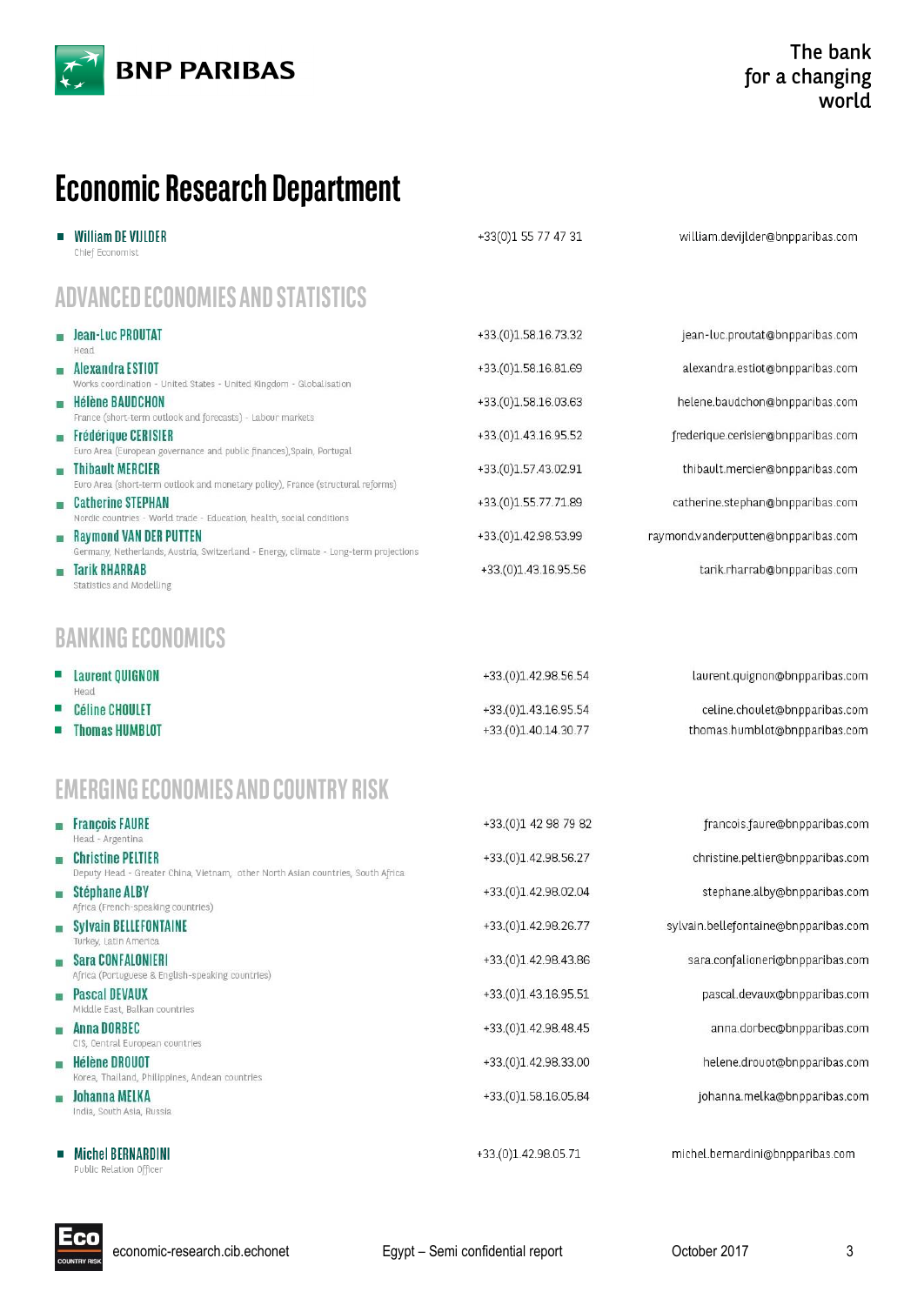# Economic Research Department

- **William DE VIJLDER** — +33(0)1 55 77 47 31 — william.devijlder@bnpparibas.com
  Chief Economist

## ADVANCED ECONOMIES AND STATISTICS

- **Jean-Luc PROUTAT** — +33.(0)1.58.16.73.32 — jean-luc.proutat@bnpparibas.com
  Head
- **Alexandra ESTIOT** — +33.(0)1.58.16.81.69 — alexandra.estiot@bnpparibas.com
  Works coordination - United States - United Kingdom - Globalisation
- **Hélène BAUDCHON** — +33.(0)1.58.16.03.63 — helene.baudchon@bnpparibas.com
  France (short-term outlook and forecasts) - Labour markets
- **Frédérique CERISIER** — +33.(0)1.43.16.95.52 — frederique.cerisier@bnpparibas.com
  Euro Area (European governance and public finances),Spain, Portugal
- **Thibault MERCIER** — +33.(0)1.57.43.02.91 — thibault.mercier@bnpparibas.com
  Euro Area (short-term outlook and monetary policy), France (structural reforms)
- **Catherine STEPHAN** — +33.(0)1.55.77.71.89 — catherine.stephan@bnpparibas.com
  Nordic countries - World trade - Education, health, social conditions
- **Raymond VAN DER PUTTEN** — +33.(0)1.42.98.53.99 — raymond.vanderputten@bnpparibas.com
  Germany, Netherlands, Austria, Switzerland - Energy, climate - Long-term projections
- **Tarik RHARRAB** — +33.(0)1.43.16.95.56 — tarik.rharrab@bnpparibas.com
  Statistics and Modelling

## BANKING ECONOMICS

- **Laurent QUIGNON** — +33.(0)1.42.98.56.54 — laurent.quignon@bnpparibas.com
  Head
- **Céline CHOULET** — +33.(0)1.43.16.95.54 — celine.choulet@bnpparibas.com
- **Thomas HUMBLOT** — +33.(0)1.40.14.30.77 — thomas.humblot@bnpparibas.com

## EMERGING ECONOMIES AND COUNTRY RISK

- **François FAURE** — +33.(0)1 42 98 79 82 — francois.faure@bnpparibas.com
  Head - Argentina
- **Christine PELTIER** — +33.(0)1.42.98.56.27 — christine.peltier@bnpparibas.com
  Deputy Head - Greater China, Vietnam, other North Asian countries, South Africa
- **Stéphane ALBY** — +33.(0)1.42.98.02.04 — stephane.alby@bnpparibas.com
  Africa (French-speaking countries)
- **Sylvain BELLEFONTAINE** — +33.(0)1.42.98.26.77 — sylvain.bellefontaine@bnpparibas.com
  Turkey, Latin America
- **Sara CONFALONIERI** — +33.(0)1.42.98.43.86 — sara.confalonieri@bnpparibas.com
  Africa (Portuguese & English-speaking countries)
- **Pascal DEVAUX** — +33.(0)1.43.16.95.51 — pascal.devaux@bnpparibas.com
  Middle East, Balkan countries
- **Anna DORBEC** — +33.(0)1.42.98.48.45 — anna.dorbec@bnpparibas.com
  CIS, Central European countries
- **Hélène DROUOT** — +33.(0)1.42.98.33.00 — helene.drouot@bnpparibas.com
  Korea, Thailand, Philippines, Andean countries
- **Johanna MELKA** — +33.(0)1.58.16.05.84 — johanna.melka@bnpparibas.com
  India, South Asia, Russia

- **Michel BERNARDINI** — +33.(0)1.42.98.05.71 — michel.bernardini@bnpparibas.com
  Public Relation Officer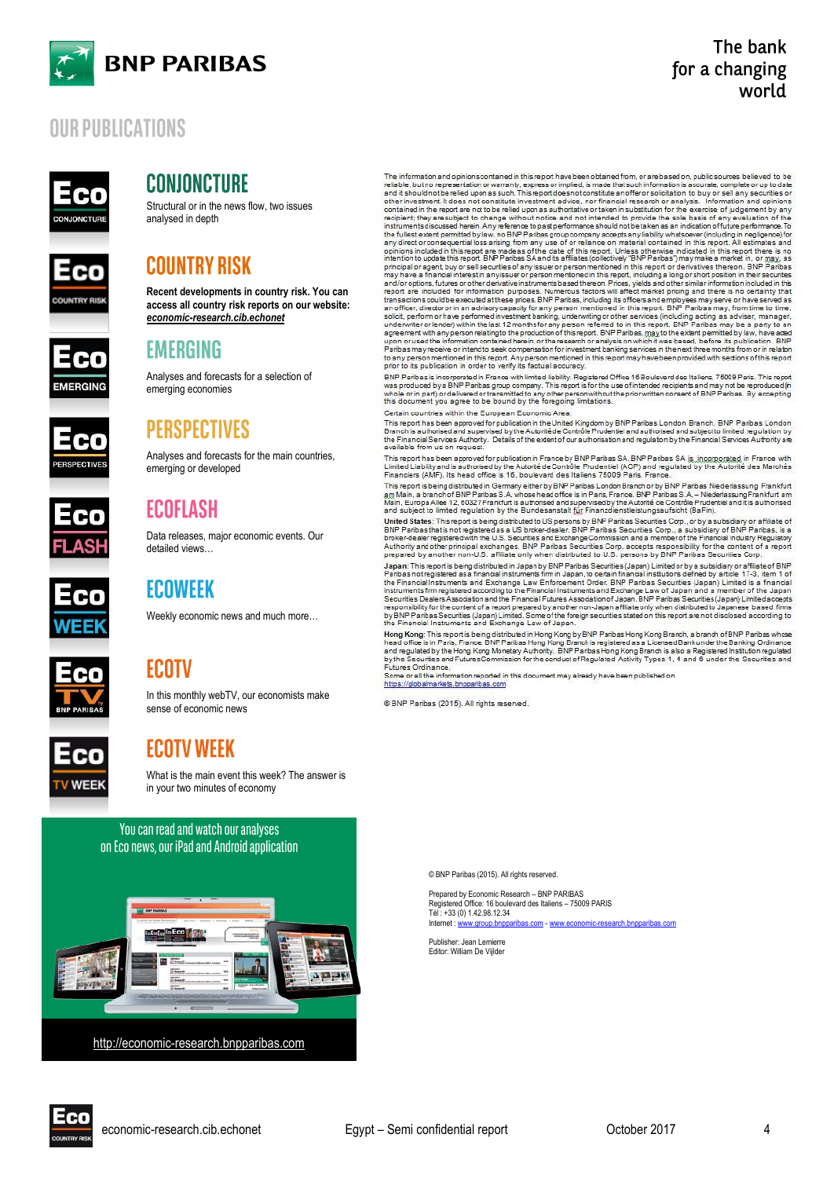BNP PARIBAS

The bank for a changing world

# OUR PUBLICATIONS

## CONJONCTURE

Structural or in the news flow, two issues analysed in depth

## COUNTRY RISK

**Recent developments in country risk. You can access all country risk reports on our website:** ***economic-research.cib.echonet***

## EMERGING

Analyses and forecasts for a selection of emerging economies

## PERSPECTIVES

Analyses and forecasts for the main countries, emerging or developed

## ECOFLASH

Data releases, major economic events. Our detailed views…

## ECOWEEK

Weekly economic news and much more…

## ECOTV

In this monthly webTV, our economists make sense of economic news

## ECOTV WEEK

What is the main event this week? The answer is in your two minutes of economy

You can read and watch our analyses on Eco news, our iPad and Android application

http://economic-research.bnpparibas.com

The information and opinions contained in this report have been obtained from, or are based on, public sources believed to be reliable, but no representation or warranty, express or implied, is made that such information is accurate, complete or up to date and it should not be relied upon as such. This report does not constitute an offer or solicitation to buy or sell any securities or other investment. It does not constitute investment advice, nor financial research or analysis. Information and opinions contained in the report are not to be relied upon as authoritative or taken in substitution for the exercise of judgement by any recipient; they are subject to change without notice and not intended to provide the sole basis of any evaluation of the instruments discussed herein. Any reference to past performance should not be taken as an indication of future performance. To the fullest extent permitted by law, no BNP Paribas group company accepts any liability whatsoever (including in negligence) for any direct or consequential loss arising from any use of or reliance on material contained in this report. All estimates and opinions included in this report are made as of the date of this report. Unless otherwise indicated in this report there is no intention to update this report. BNP Paribas SA and its affiliates (collectively "BNP Paribas") may make a market in, or may, as principal or agent, buy or sell securities of any issuer or person mentioned in this report or derivatives thereon. BNP Paribas may have a financial interest in any issuer or person mentioned in this report, including a long or short position in their securities and/or options, futures or other derivative instruments based thereon. Prices, yields and other similar information included in this report are included for information purposes. Numerous factors will affect market pricing and there is no certainty that transactions could be executed at these prices. BNP Paribas, including its officers and employees may serve or have served as an officer, director or in an advisory capacity for any person mentioned in this report. BNP Paribas may, from time to time, solicit, perform or have performed investment banking, underwriting or other services (including acting as adviser, manager, underwriter or lender) within the last 12 months for any person referred to in this report. BNP Paribas may be a party to an agreement with any person relating to the production of this report. BNP Paribas, may to the extent permitted by law, have acted upon or used the information contained herein, or the research or analysis on which it was based, before its publication. BNP Paribas may receive or intend to seek compensation for investment banking services in the next three months from or in relation to any person mentioned in this report. Any person mentioned in this report may have been provided with sections of this report prior to its publication in order to verify its factual accuracy.

BNP Paribas is incorporated in France with limited liability. Registered Office 16 boulevard des Italiens, 75009 Paris. This report was produced by a BNP Paribas group company. This report is for the use of intended recipients and may not be reproduced (in whole or in part) or delivered or transmitted to any other person without the prior written consent of BNP Paribas. By accepting this document you agree to be bound by the foregoing limitations.

Certain countries within the European Economic Area:

This report has been approved for publication in the United Kingdom by BNP Paribas London Branch. BNP Paribas London Branch is authorised and supervised by the Autorité de Contrôle Prudentiel and authorised and subject to limited regulation by the Financial Services Authority. Details of the extent of our authorisation and regulation by the Financial Services Authority are available from us on request.

This report has been approved for publication in France by BNP Paribas SA. BNP Paribas SA is incorporated in France with Limited Liability and is authorised by the Autorité de Contrôle Prudentiel (ACP) and regulated by the Autorité des Marchés Financiers (AMF). Its head office is 16, boulevard des Italiens 75009 Paris, France.

This report is being distributed in Germany either by BNP Paribas London Branch or by BNP Paribas Niederlassung Frankfurt am Main, a branch of BNP Paribas S.A. whose head office is in Paris, France. BNP Paribas S.A. – Niederlassung Frankfurt am Main, Europa Allee 12, 60327 Frankfurt is authorised and supervised by the Autorité de Contrôle Prudentiel and it is authorised and subject to limited regulation by the Bundesanstalt für Finanzdienstleistungsaufsicht (BaFin).

**United States:** This report is being distributed to US persons by BNP Paribas Securities Corp., or by a subsidiary or affiliate of BNP Paribas that is not registered as a US broker-dealer. BNP Paribas Securities Corp., a subsidiary of BNP Paribas, is a broker-dealer registered with the U.S. Securities and Exchange Commission and a member of the Financial Industry Regulatory Authority and other principal exchanges. BNP Paribas Securities Corp. accepts responsibility for the content of a report prepared by another non-U.S. affiliate only when distributed to U.S. persons by BNP Paribas Securities Corp.

**Japan:** This report is being distributed in Japan by BNP Paribas Securities (Japan) Limited or by a subsidiary or affiliate of BNP Paribas not registered as a financial instruments firm in Japan, to certain financial institutions defined by article 17-3, item 1 of the Financial Instruments and Exchange Law Enforcement Order. BNP Paribas Securities (Japan) Limited is a financial instruments firm registered according to the Financial Instruments and Exchange Law of Japan and a member of the Japan Securities Dealers Association and the Financial Futures Association of Japan. BNP Paribas Securities (Japan) Limited accepts responsibility for the content of a report prepared by another non-Japan affiliate only when distributed to Japanese based firms by BNP Paribas Securities (Japan) Limited. Some of the foreign securities stated on this report are not disclosed according to the Financial Instruments and Exchange Law of Japan.

**Hong Kong:** This report is being distributed in Hong Kong by BNP Paribas Hong Kong Branch, a branch of BNP Paribas whose head office is in Paris, France. BNP Paribas Hong Kong Branch is registered as a Licensed Bank under the Banking Ordinance and regulated by the Hong Kong Monetary Authority. BNP Paribas Hong Kong Branch is also a Registered Institution regulated by the Securities and Futures Commission for the conduct of Regulated Activity Types 1, 4 and 6 under the Securities and Futures Ordinance.

Some or all the information reported in this document may already have been published on https://globalmarkets.bnpparibas.com

© BNP Paribas (2015). All rights reserved.

© BNP Paribas (2015). All rights reserved.

Prepared by Economic Research – BNP PARIBAS
Registered Office: 16 boulevard des Italiens – 75009 PARIS
Tél : +33 (0) 1.42.98.12.34
Internet : www.group.bnpparibas.com - www.economic-research.bnpparibas.com

Publisher: Jean Lemierre
Editor: William De Vijlder